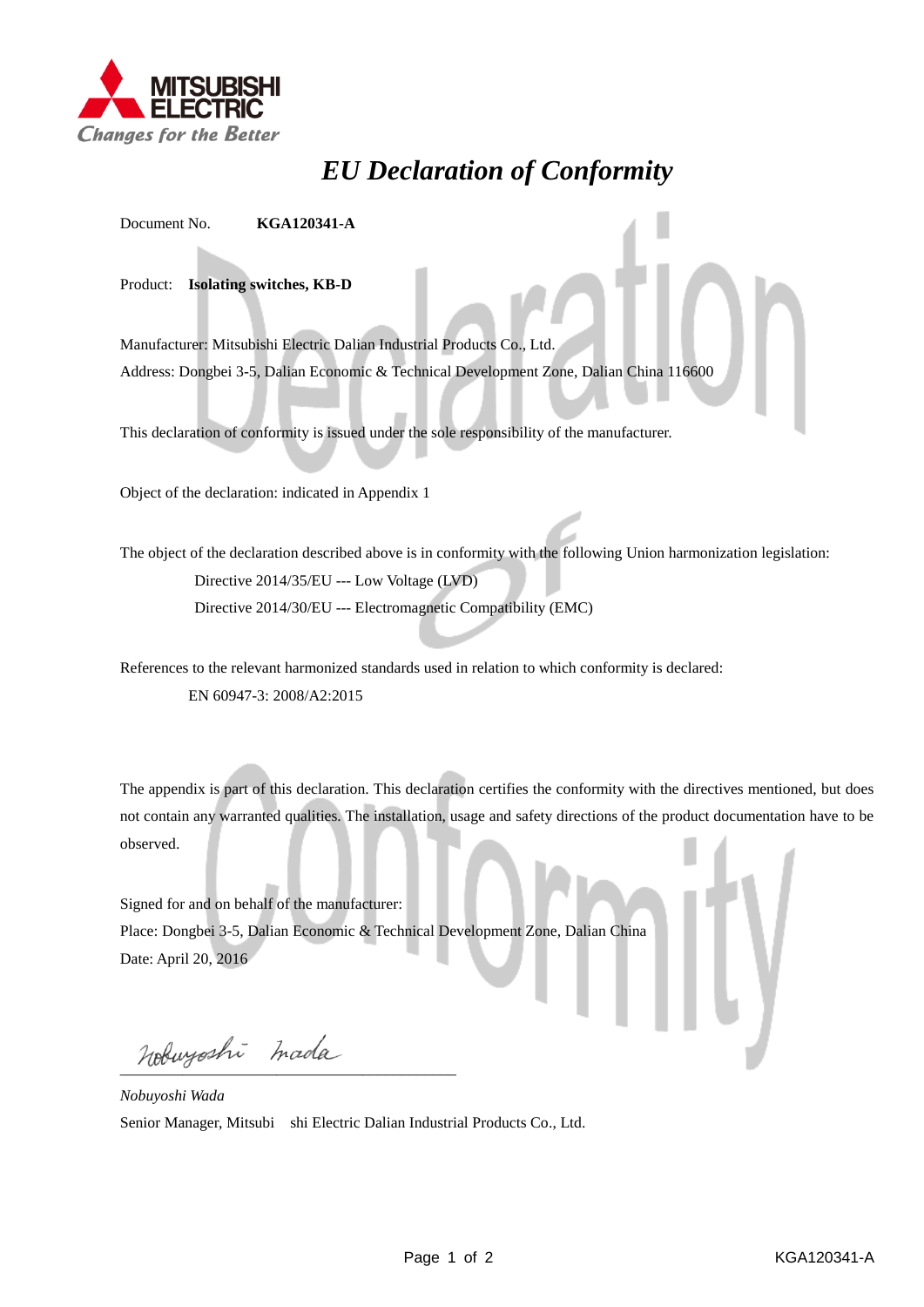# *EU Declaration of Conformity*

Document No. **KGA120341-A**

Product: **Isolating switches, KB-D**

Manufacturer: Mitsubishi Electric Dalian Industrial Products Co., Ltd.
Address: Dongbei 3-5, Dalian Economic & Technical Development Zone, Dalian China 116600

This declaration of conformity is issued under the sole responsibility of the manufacturer.

Object of the declaration: indicated in Appendix 1

The object of the declaration described above is in conformity with the following Union harmonization legislation:

Directive 2014/35/EU --- Low Voltage (LVD)
Directive 2014/30/EU --- Electromagnetic Compatibility (EMC)

References to the relevant harmonized standards used in relation to which conformity is declared:

EN 60947-3: 2008/A2:2015

The appendix is part of this declaration. This declaration certifies the conformity with the directives mentioned, but does not contain any warranted qualities. The installation, usage and safety directions of the product documentation have to be observed.

Signed for and on behalf of the manufacturer:
Place: Dongbei 3-5, Dalian Economic & Technical Development Zone, Dalian China
Date: April 20, 2016

*Nobuyoshi Wada*
Senior Manager, Mitsubishi Electric Dalian Industrial Products Co., Ltd.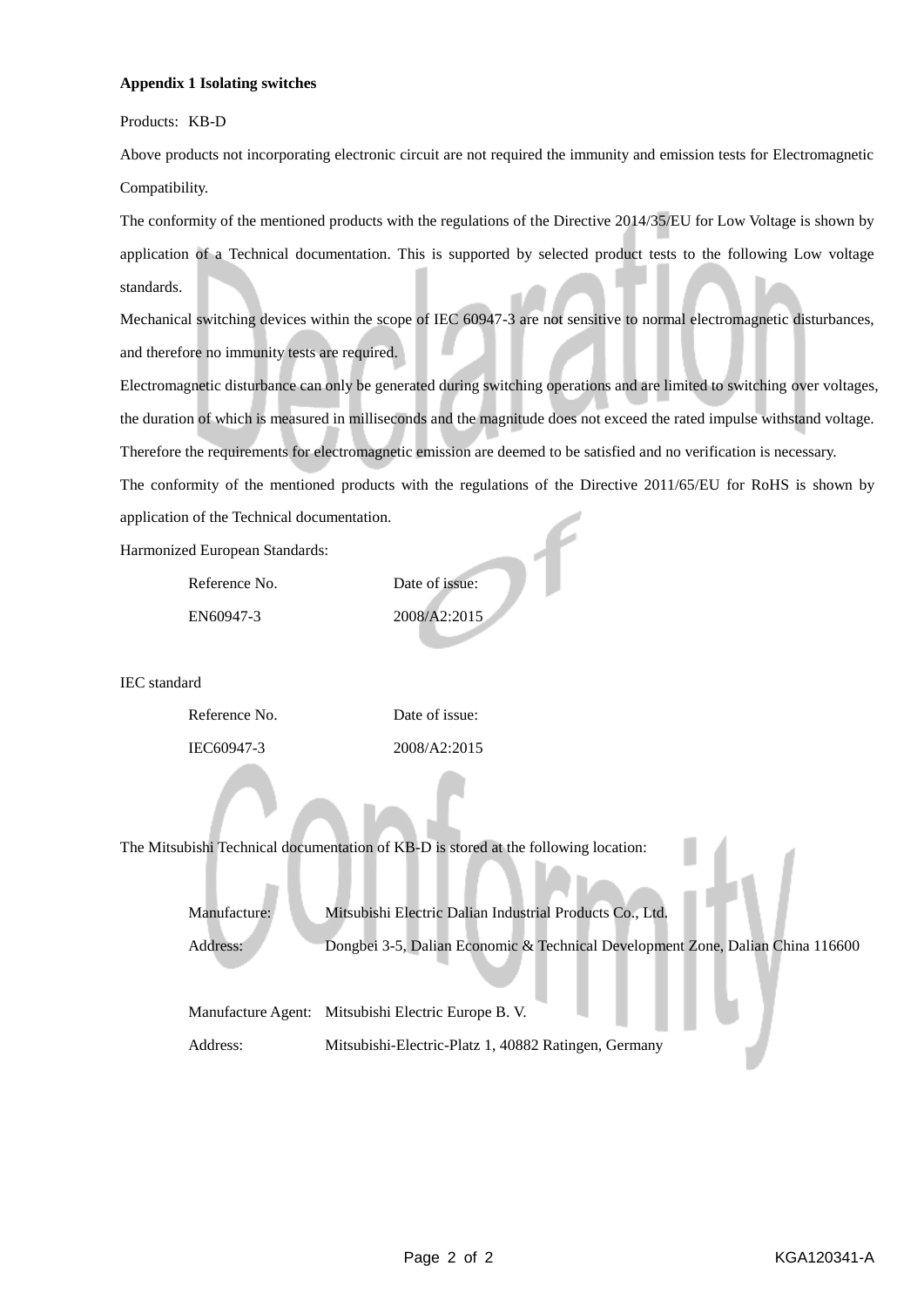**Appendix 1 Isolating switches**

Products: KB-D

Above products not incorporating electronic circuit are not required the immunity and emission tests for Electromagnetic Compatibility.

The conformity of the mentioned products with the regulations of the Directive 2014/35/EU for Low Voltage is shown by application of a Technical documentation. This is supported by selected product tests to the following Low voltage standards.

Mechanical switching devices within the scope of IEC 60947-3 are not sensitive to normal electromagnetic disturbances, and therefore no immunity tests are required.

Electromagnetic disturbance can only be generated during switching operations and are limited to switching over voltages, the duration of which is measured in milliseconds and the magnitude does not exceed the rated impulse withstand voltage. Therefore the requirements for electromagnetic emission are deemed to be satisfied and no verification is necessary.

The conformity of the mentioned products with the regulations of the Directive 2011/65/EU for RoHS is shown by application of the Technical documentation.

Harmonized European Standards:

| Reference No. | Date of issue: |
|---|---|
| EN60947-3 | 2008/A2:2015 |

IEC standard

| Reference No. | Date of issue: |
|---|---|
| IEC60947-3 | 2008/A2:2015 |

The Mitsubishi Technical documentation of KB-D is stored at the following location:

| | |
|---|---|
| Manufacture: | Mitsubishi Electric Dalian Industrial Products Co., Ltd. |
| Address: | Dongbei 3-5, Dalian Economic & Technical Development Zone, Dalian China 116600 |
| | |
| Manufacture Agent: | Mitsubishi Electric Europe B. V. |
| Address: | Mitsubishi-Electric-Platz 1, 40882 Ratingen, Germany |

KGA120341-A